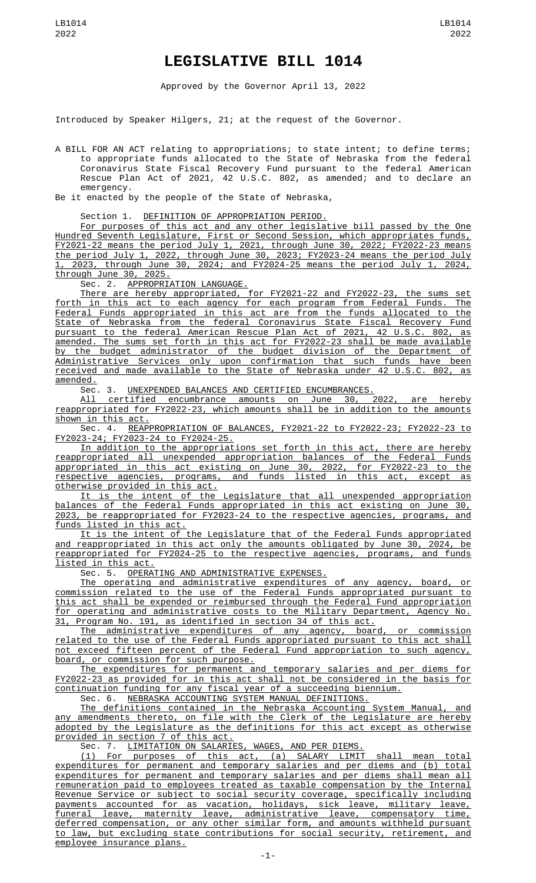# LEGISLATIVE BILL 1014

Approved by the Governor April 13, 2022

Introduced by Speaker Hilgers, 21; at the request of the Governor.

A BILL FOR AN ACT relating to appropriations; to state intent; to define terms; to appropriate funds allocated to the State of Nebraska from the federal Coronavirus State Fiscal Recovery Fund pursuant to the federal American Rescue Plan Act of 2021, 42 U.S.C. 802, as amended; and to declare an emergency.

Be it enacted by the people of the State of Nebraska,

Section 1. DEFINITION OF APPROPRIATION PERIOD.

For purposes of this act and any other legislative bill passed by the One Hundred Seventh Legislature, First or Second Session, which appropriates funds, FY2021-22 means the period July 1, 2021, through June 30, 2022; FY2022-23 means the period July 1, 2022, through June 30, 2023; FY2023-24 means the period July 1, 2023, through June 30, 2024; and FY2024-25 means the period July 1, 2024, through June 30, 2025.

Sec. 2. APPROPRIATION LANGUAGE.

There are hereby appropriated, for FY2021-22 and FY2022-23, the sums set forth in this act to each agency for each program from Federal Funds. The Federal Funds appropriated in this act are from the funds allocated to the State of Nebraska from the federal Coronavirus State Fiscal Recovery Fund pursuant to the federal American Rescue Plan Act of 2021, 42 U.S.C. 802, as amended. The sums set forth in this act for FY2022-23 shall be made available by the budget administrator of the budget division of the Department of Administrative Services only upon confirmation that such funds have been received and made available to the State of Nebraska under 42 U.S.C. 802, as amended.

Sec. 3. UNEXPENDED BALANCES AND CERTIFIED ENCUMBRANCES.

All certified encumbrance amounts on June 30, 2022, are hereby reappropriated for FY2022-23, which amounts shall be in addition to the amounts shown in this act.

Sec. 4. REAPPROPRIATION OF BALANCES, FY2021-22 to FY2022-23; FY2022-23 to FY2023-24; FY2023-24 to FY2024-25.

In addition to the appropriations set forth in this act, there are hereby reappropriated all unexpended appropriation balances of the Federal Funds appropriated in this act existing on June 30, 2022, for FY2022-23 to the respective agencies, programs, and funds listed in this act, except as otherwise provided in this act.

It is the intent of the Legislature that all unexpended appropriation balances of the Federal Funds appropriated in this act existing on June 30, 2023, be reappropriated for FY2023-24 to the respective agencies, programs, and funds listed in this act.

It is the intent of the Legislature that of the Federal Funds appropriated and reappropriated in this act only the amounts obligated by June 30, 2024, be reappropriated for FY2024-25 to the respective agencies, programs, and funds listed in this act.

Sec. 5. OPERATING AND ADMINISTRATIVE EXPENSES.

The operating and administrative expenditures of any agency, board, or commission related to the use of the Federal Funds appropriated pursuant to this act shall be expended or reimbursed through the Federal Fund appropriation for operating and administrative costs to the Military Department, Agency No. 31, Program No. 191, as identified in section 34 of this act.

The administrative expenditures of any agency, board, or commission related to the use of the Federal Funds appropriated pursuant to this act shall not exceed fifteen percent of the Federal Fund appropriation to such agency, board, or commission for such purpose.

The expenditures for permanent and temporary salaries and per diems for FY2022-23 as provided for in this act shall not be considered in the basis for continuation funding for any fiscal year of a succeeding biennium.

Sec. 6. NEBRASKA ACCOUNTING SYSTEM MANUAL DEFINITIONS.

The definitions contained in the Nebraska Accounting System Manual, and any amendments thereto, on file with the Clerk of the Legislature are hereby adopted by the Legislature as the definitions for this act except as otherwise provided in section 7 of this act.

Sec. 7. LIMITATION ON SALARIES, WAGES, AND PER DIEMS.

(1) For purposes of this act, (a) SALARY LIMIT shall mean total expenditures for permanent and temporary salaries and per diems and (b) total expenditures for permanent and temporary salaries and per diems shall mean all remuneration paid to employees treated as taxable compensation by the Internal Revenue Service or subject to social security coverage, specifically including payments accounted for as vacation, holidays, sick leave, military leave, funeral leave, maternity leave, administrative leave, compensatory time, deferred compensation, or any other similar form, and amounts withheld pursuant to law, but excluding state contributions for social security, retirement, and employee insurance plans.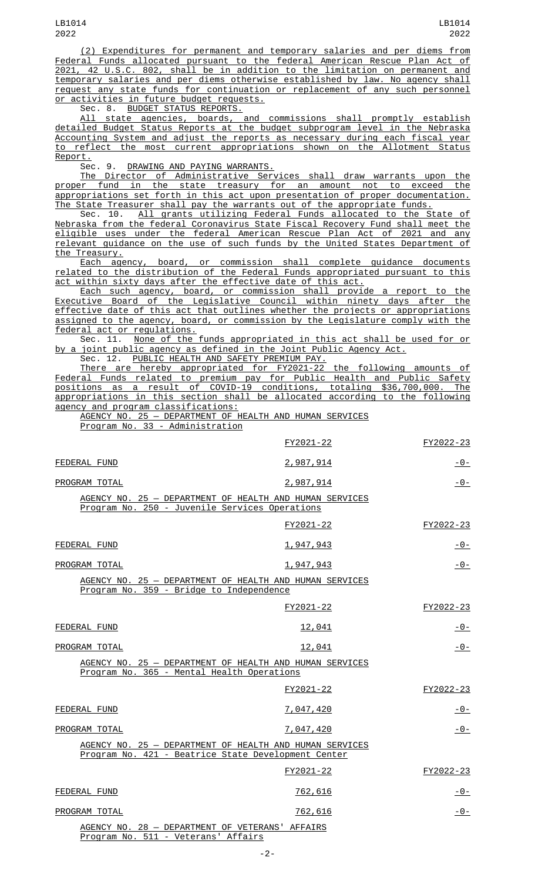(2) Expenditures for permanent and temporary salaries and per diems from Federal Funds allocated pursuant to the federal American Rescue Plan Act of 2021, 42 U.S.C. 802, shall be in addition to the limitation on permanent and temporary salaries and per diems otherwise established by law. No agency shall request any state funds for continuation or replacement of any such personnel or activities in future budget requests.

Sec. 8. BUDGET STATUS REPORTS.

All state agencies, boards, and commissions shall promptly establish detailed Budget Status Reports at the budget subprogram level in the Nebraska Accounting System and adjust the reports as necessary during each fiscal year to reflect the most current appropriations shown on the Allotment Status Report.

Sec. 9. DRAWING AND PAYING WARRANTS.

The Director of Administrative Services shall draw warrants upon the proper fund in the state treasury for an amount not to exceed the appropriations set forth in this act upon presentation of proper documentation. The State Treasurer shall pay the warrants out of the appropriate funds.

Sec. 10. All grants utilizing Federal Funds allocated to the State of Nebraska from the federal Coronavirus State Fiscal Recovery Fund shall meet the eligible uses under the federal American Rescue Plan Act of 2021 and any relevant guidance on the use of such funds by the United States Department of the Treasury.

Each agency, board, or commission shall complete guidance documents related to the distribution of the Federal Funds appropriated pursuant to this act within sixty days after the effective date of this act.

Each such agency, board, or commission shall provide a report to the Executive Board of the Legislative Council within ninety days after the effective date of this act that outlines whether the projects or appropriations assigned to the agency, board, or commission by the Legislature comply with the federal act or regulations.

Sec. 11. None of the funds appropriated in this act shall be used for or by a joint public agency as defined in the Joint Public Agency Act.

Sec. 12. PUBLIC HEALTH AND SAFETY PREMIUM PAY.

There are hereby appropriated for FY2021-22 the following amounts of Federal Funds related to premium pay for Public Health and Public Safety positions as a result of COVID-19 conditions, totaling $36,700,000. The appropriations in this section shall be allocated according to the following agency and program classifications:

AGENCY NO. 25 — DEPARTMENT OF HEALTH AND HUMAN SERVICES
Program No. 33 - Administration

| | FY2021-22 | FY2022-23 |
|---|---|---|
| FEDERAL FUND | 2,987,914 | -0- |
| PROGRAM TOTAL | 2,987,914 | -0- |

AGENCY NO. 25 — DEPARTMENT OF HEALTH AND HUMAN SERVICES
Program No. 250 - Juvenile Services Operations

| | FY2021-22 | FY2022-23 |
|---|---|---|
| FEDERAL FUND | 1,947,943 | -0- |
| PROGRAM TOTAL | 1,947,943 | -0- |

AGENCY NO. 25 — DEPARTMENT OF HEALTH AND HUMAN SERVICES
Program No. 359 - Bridge to Independence

| | FY2021-22 | FY2022-23 |
|---|---|---|
| FEDERAL FUND | 12,041 | -0- |
| PROGRAM TOTAL | 12,041 | -0- |

AGENCY NO. 25 — DEPARTMENT OF HEALTH AND HUMAN SERVICES
Program No. 365 - Mental Health Operations

| | FY2021-22 | FY2022-23 |
|---|---|---|
| FEDERAL FUND | 7,047,420 | -0- |
| PROGRAM TOTAL | 7,047,420 | -0- |

AGENCY NO. 25 — DEPARTMENT OF HEALTH AND HUMAN SERVICES
Program No. 421 - Beatrice State Development Center

| | FY2021-22 | FY2022-23 |
|---|---|---|
| FEDERAL FUND | 762,616 | -0- |
| PROGRAM TOTAL | 762,616 | -0- |

AGENCY NO. 28 — DEPARTMENT OF VETERANS' AFFAIRS
Program No. 511 - Veterans' Affairs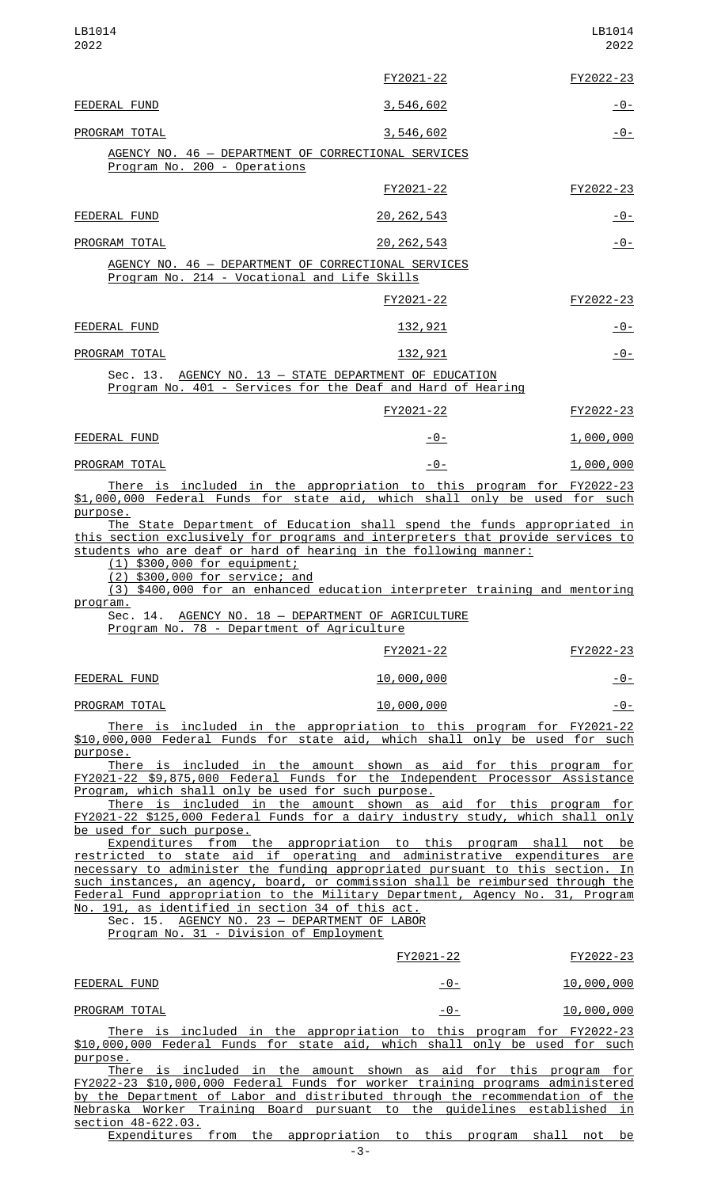| | FY2021-22 | FY2022-23 |
|---|---|---|
| FEDERAL FUND | 3,546,602 | -0- |
| PROGRAM TOTAL | 3,546,602 | -0- |

AGENCY NO. 46 — DEPARTMENT OF CORRECTIONAL SERVICES
Program No. 200 - Operations

| | FY2021-22 | FY2022-23 |
|---|---|---|
| FEDERAL FUND | 20,262,543 | -0- |
| PROGRAM TOTAL | 20,262,543 | -0- |

AGENCY NO. 46 — DEPARTMENT OF CORRECTIONAL SERVICES
Program No. 214 - Vocational and Life Skills

| | FY2021-22 | FY2022-23 |
|---|---|---|
| FEDERAL FUND | 132,921 | -0- |
| PROGRAM TOTAL | 132,921 | -0- |

Sec. 13. AGENCY NO. 13 — STATE DEPARTMENT OF EDUCATION
Program No. 401 - Services for the Deaf and Hard of Hearing

| | FY2021-22 | FY2022-23 |
|---|---|---|
| FEDERAL FUND | -0- | 1,000,000 |
| PROGRAM TOTAL | -0- | 1,000,000 |

There is included in the appropriation to this program for FY2022-23 $1,000,000 Federal Funds for state aid, which shall only be used for such purpose.

The State Department of Education shall spend the funds appropriated in this section exclusively for programs and interpreters that provide services to students who are deaf or hard of hearing in the following manner:

(1) $300,000 for equipment;

(2) $300,000 for service; and

(3) $400,000 for an enhanced education interpreter training and mentoring program.

Sec. 14. AGENCY NO. 18 — DEPARTMENT OF AGRICULTURE
Program No. 78 - Department of Agriculture

| | FY2021-22 | FY2022-23 |
|---|---|---|
| FEDERAL FUND | 10,000,000 | -0- |
| PROGRAM TOTAL | 10,000,000 | -0- |

There is included in the appropriation to this program for FY2021-22 $10,000,000 Federal Funds for state aid, which shall only be used for such purpose.

There is included in the amount shown as aid for this program for FY2021-22 $9,875,000 Federal Funds for the Independent Processor Assistance Program, which shall only be used for such purpose.

There is included in the amount shown as aid for this program for FY2021-22 $125,000 Federal Funds for a dairy industry study, which shall only be used for such purpose.

Expenditures from the appropriation to this program shall not be restricted to state aid if operating and administrative expenditures are necessary to administer the funding appropriated pursuant to this section. In such instances, an agency, board, or commission shall be reimbursed through the Federal Fund appropriation to the Military Department, Agency No. 31, Program No. 191, as identified in section 34 of this act.

Sec. 15. AGENCY NO. 23 — DEPARTMENT OF LABOR
Program No. 31 - Division of Employment

| | FY2021-22 | FY2022-23 |
|---|---|---|
| FEDERAL FUND | -0- | 10,000,000 |
| PROGRAM TOTAL | -0- | 10,000,000 |

There is included in the appropriation to this program for FY2022-23 $10,000,000 Federal Funds for state aid, which shall only be used for such purpose.

There is included in the amount shown as aid for this program for FY2022-23 $10,000,000 Federal Funds for worker training programs administered by the Department of Labor and distributed through the recommendation of the Nebraska Worker Training Board pursuant to the guidelines established in section 48-622.03.

Expenditures from the appropriation to this program shall not be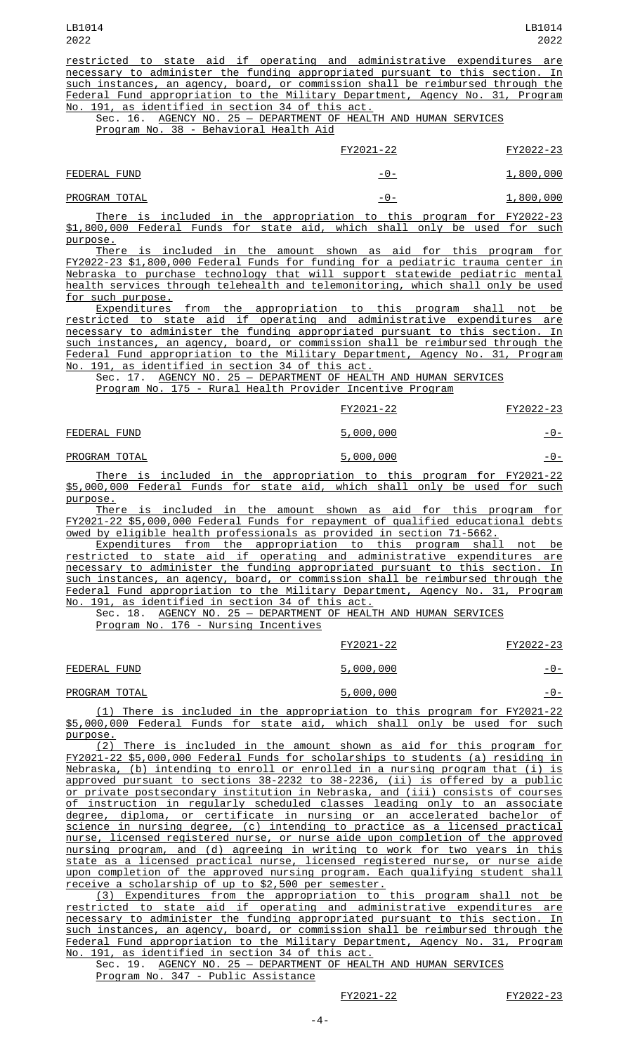restricted to state aid if operating and administrative expenditures are necessary to administer the funding appropriated pursuant to this section. In such instances, an agency, board, or commission shall be reimbursed through the Federal Fund appropriation to the Military Department, Agency No. 31, Program No. 191, as identified in section 34 of this act.

Sec. 16. AGENCY NO. 25 — DEPARTMENT OF HEALTH AND HUMAN SERVICES
Program No. 38 - Behavioral Health Aid

| | FY2021-22 | FY2022-23 |
|---|---|---|
| FEDERAL FUND | -0- | 1,800,000 |
| PROGRAM TOTAL | -0- | 1,800,000 |

There is included in the appropriation to this program for FY2022-23 $1,800,000 Federal Funds for state aid, which shall only be used for such purpose.

There is included in the amount shown as aid for this program for FY2022-23 $1,800,000 Federal Funds for funding for a pediatric trauma center in Nebraska to purchase technology that will support statewide pediatric mental health services through telehealth and telemonitoring, which shall only be used for such purpose.

Expenditures from the appropriation to this program shall not be restricted to state aid if operating and administrative expenditures are necessary to administer the funding appropriated pursuant to this section. In such instances, an agency, board, or commission shall be reimbursed through the Federal Fund appropriation to the Military Department, Agency No. 31, Program No. 191, as identified in section 34 of this act.

Sec. 17. AGENCY NO. 25 — DEPARTMENT OF HEALTH AND HUMAN SERVICES
Program No. 175 - Rural Health Provider Incentive Program

| | FY2021-22 | FY2022-23 |
|---|---|---|
| FEDERAL FUND | 5,000,000 | -0- |
| PROGRAM TOTAL | 5,000,000 | -0- |

There is included in the appropriation to this program for FY2021-22 $5,000,000 Federal Funds for state aid, which shall only be used for such purpose.

There is included in the amount shown as aid for this program for FY2021-22 $5,000,000 Federal Funds for repayment of qualified educational debts owed by eligible health professionals as provided in section 71-5662.

Expenditures from the appropriation to this program shall not be restricted to state aid if operating and administrative expenditures are necessary to administer the funding appropriated pursuant to this section. In such instances, an agency, board, or commission shall be reimbursed through the Federal Fund appropriation to the Military Department, Agency No. 31, Program No. 191, as identified in section 34 of this act.

Sec. 18. AGENCY NO. 25 — DEPARTMENT OF HEALTH AND HUMAN SERVICES
Program No. 176 - Nursing Incentives

| | FY2021-22 | FY2022-23 |
|---|---|---|
| FEDERAL FUND | 5,000,000 | -0- |
| PROGRAM TOTAL | 5,000,000 | -0- |

(1) There is included in the appropriation to this program for FY2021-22 $5,000,000 Federal Funds for state aid, which shall only be used for such purpose.

(2) There is included in the amount shown as aid for this program for FY2021-22 $5,000,000 Federal Funds for scholarships to students (a) residing in Nebraska, (b) intending to enroll or enrolled in a nursing program that (i) is approved pursuant to sections 38-2232 to 38-2236, (ii) is offered by a public or private postsecondary institution in Nebraska, and (iii) consists of courses of instruction in regularly scheduled classes leading only to an associate degree, diploma, or certificate in nursing or an accelerated bachelor of science in nursing degree, (c) intending to practice as a licensed practical nurse, licensed registered nurse, or nurse aide upon completion of the approved nursing program, and (d) agreeing in writing to work for two years in this state as a licensed practical nurse, licensed registered nurse, or nurse aide upon completion of the approved nursing program. Each qualifying student shall receive a scholarship of up to $2,500 per semester.

(3) Expenditures from the appropriation to this program shall not be restricted to state aid if operating and administrative expenditures are necessary to administer the funding appropriated pursuant to this section. In such instances, an agency, board, or commission shall be reimbursed through the Federal Fund appropriation to the Military Department, Agency No. 31, Program No. 191, as identified in section 34 of this act.

Sec. 19. AGENCY NO. 25 — DEPARTMENT OF HEALTH AND HUMAN SERVICES
Program No. 347 - Public Assistance

| | FY2021-22 | FY2022-23 |
|---|---|---|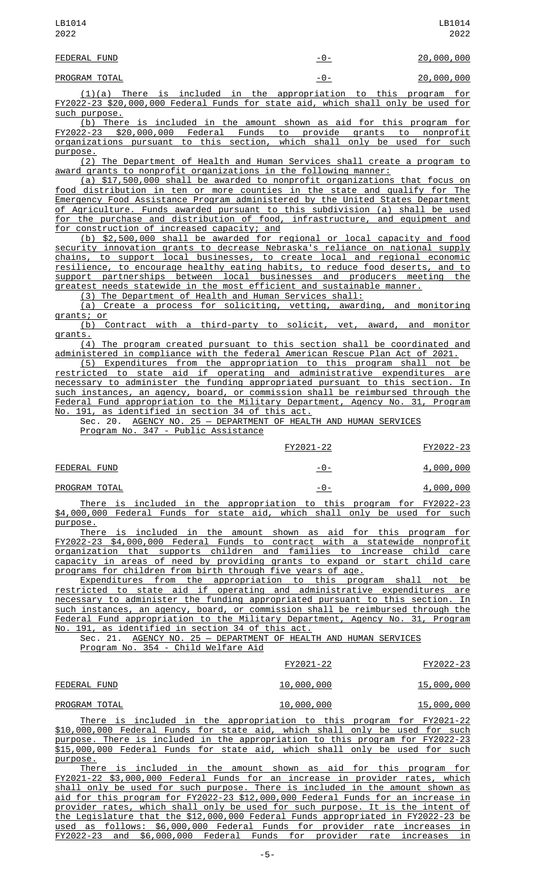| | | |
|---|---|---|
| FEDERAL FUND | -0- | 20,000,000 |
| PROGRAM TOTAL | -0- | 20,000,000 |

(1)(a) There is included in the appropriation to this program for FY2022-23 $20,000,000 Federal Funds for state aid, which shall only be used for such purpose.

(b) There is included in the amount shown as aid for this program for FY2022-23 $20,000,000 Federal Funds to provide grants to nonprofit organizations pursuant to this section, which shall only be used for such purpose.

(2) The Department of Health and Human Services shall create a program to award grants to nonprofit organizations in the following manner:

(a) $17,500,000 shall be awarded to nonprofit organizations that focus on food distribution in ten or more counties in the state and qualify for The Emergency Food Assistance Program administered by the United States Department of Agriculture. Funds awarded pursuant to this subdivision (a) shall be used for the purchase and distribution of food, infrastructure, and equipment and for construction of increased capacity; and

(b) $2,500,000 shall be awarded for regional or local capacity and food security innovation grants to decrease Nebraska's reliance on national supply chains, to support local businesses, to create local and regional economic resilience, to encourage healthy eating habits, to reduce food deserts, and to support partnerships between local businesses and producers meeting the greatest needs statewide in the most efficient and sustainable manner.

(3) The Department of Health and Human Services shall:

(a) Create a process for soliciting, vetting, awarding, and monitoring grants; or

(b) Contract with a third-party to solicit, vet, award, and monitor grants.

(4) The program created pursuant to this section shall be coordinated and administered in compliance with the federal American Rescue Plan Act of 2021.

(5) Expenditures from the appropriation to this program shall not be restricted to state aid if operating and administrative expenditures are necessary to administer the funding appropriated pursuant to this section. In such instances, an agency, board, or commission shall be reimbursed through the Federal Fund appropriation to the Military Department, Agency No. 31, Program No. 191, as identified in section 34 of this act.

Sec. 20. AGENCY NO. 25 — DEPARTMENT OF HEALTH AND HUMAN SERVICES
Program No. 347 - Public Assistance

| | FY2021-22 | FY2022-23 |
|---|---|---|
| FEDERAL FUND | -0- | 4,000,000 |
| PROGRAM TOTAL | -0- | 4,000,000 |

There is included in the appropriation to this program for FY2022-23 $4,000,000 Federal Funds for state aid, which shall only be used for such purpose.

There is included in the amount shown as aid for this program for FY2022-23 $4,000,000 Federal Funds to contract with a statewide nonprofit organization that supports children and families to increase child care capacity in areas of need by providing grants to expand or start child care programs for children from birth through five years of age.

Expenditures from the appropriation to this program shall not be restricted to state aid if operating and administrative expenditures are necessary to administer the funding appropriated pursuant to this section. In such instances, an agency, board, or commission shall be reimbursed through the Federal Fund appropriation to the Military Department, Agency No. 31, Program No. 191, as identified in section 34 of this act.

Sec. 21. AGENCY NO. 25 — DEPARTMENT OF HEALTH AND HUMAN SERVICES
Program No. 354 - Child Welfare Aid

| | FY2021-22 | FY2022-23 |
|---|---|---|
| FEDERAL FUND | 10,000,000 | 15,000,000 |
| PROGRAM TOTAL | 10,000,000 | 15,000,000 |

There is included in the appropriation to this program for FY2021-22 $10,000,000 Federal Funds for state aid, which shall only be used for such purpose. There is included in the appropriation to this program for FY2022-23 $15,000,000 Federal Funds for state aid, which shall only be used for such purpose.

There is included in the amount shown as aid for this program for FY2021-22 $3,000,000 Federal Funds for an increase in provider rates, which shall only be used for such purpose. There is included in the amount shown as aid for this program for FY2022-23 $12,000,000 Federal Funds for an increase in provider rates, which shall only be used for such purpose. It is the intent of the Legislature that the $12,000,000 Federal Funds appropriated in FY2022-23 be used as follows: $6,000,000 Federal Funds for provider rate increases in FY2022-23 and $6,000,000 Federal Funds for provider rate increases in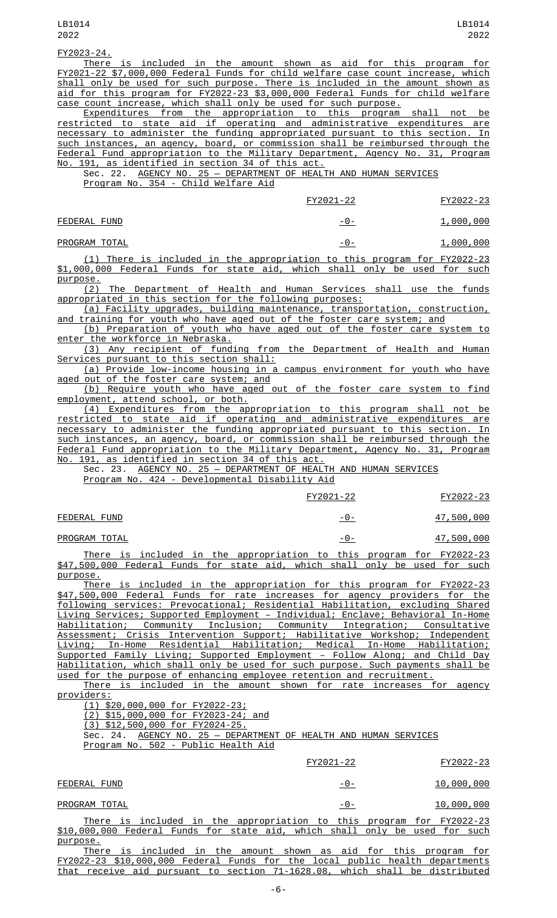FY2023-24.

There is included in the amount shown as aid for this program for FY2021-22 $7,000,000 Federal Funds for child welfare case count increase, which shall only be used for such purpose. There is included in the amount shown as aid for this program for FY2022-23 $3,000,000 Federal Funds for child welfare case count increase, which shall only be used for such purpose.

Expenditures from the appropriation to this program shall not be restricted to state aid if operating and administrative expenditures are necessary to administer the funding appropriated pursuant to this section. In such instances, an agency, board, or commission shall be reimbursed through the Federal Fund appropriation to the Military Department, Agency No. 31, Program No. 191, as identified in section 34 of this act.

Sec. 22. AGENCY NO. 25 — DEPARTMENT OF HEALTH AND HUMAN SERVICES
Program No. 354 - Child Welfare Aid

| | FY2021-22 | FY2022-23 |
|---|---|---|
| FEDERAL FUND | -0- | 1,000,000 |
| PROGRAM TOTAL | -0- | 1,000,000 |

(1) There is included in the appropriation to this program for FY2022-23 $1,000,000 Federal Funds for state aid, which shall only be used for such purpose.

(2) The Department of Health and Human Services shall use the funds appropriated in this section for the following purposes:

(a) Facility upgrades, building maintenance, transportation, construction, and training for youth who have aged out of the foster care system; and

(b) Preparation of youth who have aged out of the foster care system to enter the workforce in Nebraska.

(3) Any recipient of funding from the Department of Health and Human Services pursuant to this section shall:

(a) Provide low-income housing in a campus environment for youth who have aged out of the foster care system; and

(b) Require youth who have aged out of the foster care system to find employment, attend school, or both.

(4) Expenditures from the appropriation to this program shall not be restricted to state aid if operating and administrative expenditures are necessary to administer the funding appropriated pursuant to this section. In such instances, an agency, board, or commission shall be reimbursed through the Federal Fund appropriation to the Military Department, Agency No. 31, Program No. 191, as identified in section 34 of this act.

Sec. 23. AGENCY NO. 25 — DEPARTMENT OF HEALTH AND HUMAN SERVICES
Program No. 424 - Developmental Disability Aid

| | FY2021-22 | FY2022-23 |
|---|---|---|
| FEDERAL FUND | -0- | 47,500,000 |
| PROGRAM TOTAL | -0- | 47,500,000 |

There is included in the appropriation to this program for FY2022-23 $47,500,000 Federal Funds for state aid, which shall only be used for such purpose.

There is included in the appropriation for this program for FY2022-23 $47,500,000 Federal Funds for rate increases for agency providers for the following services: Prevocational; Residential Habilitation, excluding Shared Living Services; Supported Employment – Individual; Enclave; Behavioral In-Home Habilitation; Community Inclusion; Community Integration; Consultative Assessment; Crisis Intervention Support; Habilitative Workshop; Independent Living; In-Home Residential Habilitation; Medical In-Home Habilitation; Supported Family Living; Supported Employment – Follow Along; and Child Day Habilitation, which shall only be used for such purpose. Such payments shall be used for the purpose of enhancing employee retention and recruitment.

There is included in the amount shown for rate increases for agency providers:

(1) $20,000,000 for FY2022-23;

(2) $15,000,000 for FY2023-24; and

(3) $12,500,000 for FY2024-25.

Sec. 24. AGENCY NO. 25 — DEPARTMENT OF HEALTH AND HUMAN SERVICES
Program No. 502 - Public Health Aid

| | FY2021-22 | FY2022-23 |
|---|---|---|
| FEDERAL FUND | -0- | 10,000,000 |
| PROGRAM TOTAL | -0- | 10,000,000 |

There is included in the appropriation to this program for FY2022-23 $10,000,000 Federal Funds for state aid, which shall only be used for such purpose.

There is included in the amount shown as aid for this program for FY2022-23 $10,000,000 Federal Funds for the local public health departments that receive aid pursuant to section 71-1628.08, which shall be distributed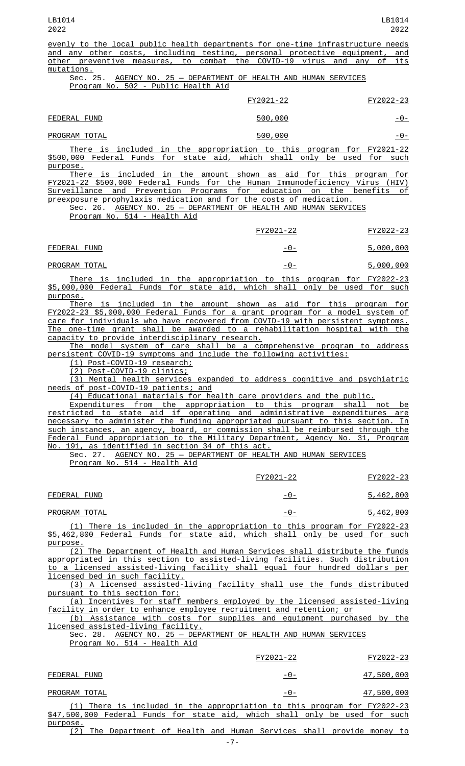evenly to the local public health departments for one-time infrastructure needs and any other costs, including testing, personal protective equipment, and other preventive measures, to combat the COVID-19 virus and any of its mutations.

Sec. 25. AGENCY NO. 25 — DEPARTMENT OF HEALTH AND HUMAN SERVICES
Program No. 502 - Public Health Aid

| | FY2021-22 | FY2022-23 |
|---|---|---|
| FEDERAL FUND | 500,000 | -0- |
| PROGRAM TOTAL | 500,000 | -0- |

There is included in the appropriation to this program for FY2021-22 $500,000 Federal Funds for state aid, which shall only be used for such purpose.

There is included in the amount shown as aid for this program for FY2021-22 $500,000 Federal Funds for the Human Immunodeficiency Virus (HIV) Surveillance and Prevention Programs for education on the benefits of preexposure prophylaxis medication and for the costs of medication.

Sec. 26. AGENCY NO. 25 — DEPARTMENT OF HEALTH AND HUMAN SERVICES
Program No. 514 - Health Aid

| | FY2021-22 | FY2022-23 |
|---|---|---|
| FEDERAL FUND | -0- | 5,000,000 |
| PROGRAM TOTAL | -0- | 5,000,000 |

There is included in the appropriation to this program for FY2022-23 $5,000,000 Federal Funds for state aid, which shall only be used for such purpose.

There is included in the amount shown as aid for this program for FY2022-23 $5,000,000 Federal Funds for a grant program for a model system of care for individuals who have recovered from COVID-19 with persistent symptoms. The one-time grant shall be awarded to a rehabilitation hospital with the capacity to provide interdisciplinary research.

The model system of care shall be a comprehensive program to address persistent COVID-19 symptoms and include the following activities:

(1) Post-COVID-19 research;

(2) Post-COVID-19 clinics;

(3) Mental health services expanded to address cognitive and psychiatric needs of post-COVID-19 patients; and

(4) Educational materials for health care providers and the public.

Expenditures from the appropriation to this program shall not be restricted to state aid if operating and administrative expenditures are necessary to administer the funding appropriated pursuant to this section. In such instances, an agency, board, or commission shall be reimbursed through the Federal Fund appropriation to the Military Department, Agency No. 31, Program No. 191, as identified in section 34 of this act.

Sec. 27. AGENCY NO. 25 — DEPARTMENT OF HEALTH AND HUMAN SERVICES
Program No. 514 - Health Aid

| | FY2021-22 | FY2022-23 |
|---|---|---|
| FEDERAL FUND | -0- | 5,462,800 |
| PROGRAM TOTAL | -0- | 5,462,800 |

(1) There is included in the appropriation to this program for FY2022-23 $5,462,800 Federal Funds for state aid, which shall only be used for such purpose.

(2) The Department of Health and Human Services shall distribute the funds appropriated in this section to assisted-living facilities. Such distribution to a licensed assisted-living facility shall equal four hundred dollars per licensed bed in such facility.

(3) A licensed assisted-living facility shall use the funds distributed pursuant to this section for:

(a) Incentives for staff members employed by the licensed assisted-living facility in order to enhance employee recruitment and retention; or

(b) Assistance with costs for supplies and equipment purchased by the licensed assisted-living facility.

Sec. 28. AGENCY NO. 25 — DEPARTMENT OF HEALTH AND HUMAN SERVICES
Program No. 514 - Health Aid

| | FY2021-22 | FY2022-23 |
|---|---|---|
| FEDERAL FUND | -0- | 47,500,000 |
| PROGRAM TOTAL | -0- | 47,500,000 |

(1) There is included in the appropriation to this program for FY2022-23 $47,500,000 Federal Funds for state aid, which shall only be used for such purpose.

(2) The Department of Health and Human Services shall provide money to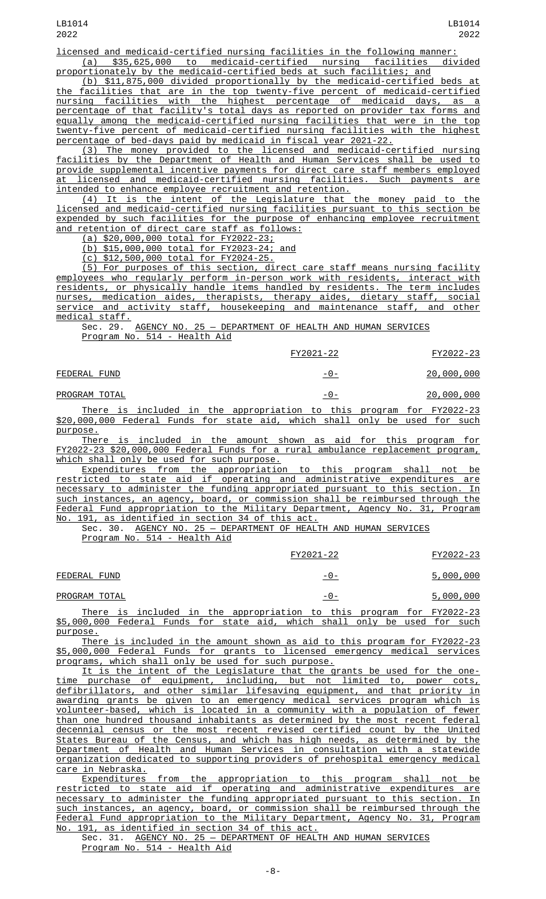licensed and medicaid-certified nursing facilities in the following manner:

(a) $35,625,000 to medicaid-certified nursing facilities divided proportionately by the medicaid-certified beds at such facilities; and

(b) $11,875,000 divided proportionally by the medicaid-certified beds at the facilities that are in the top twenty-five percent of medicaid-certified nursing facilities with the highest percentage of medicaid days, as a percentage of that facility's total days as reported on provider tax forms and equally among the medicaid-certified nursing facilities that were in the top twenty-five percent of medicaid-certified nursing facilities with the highest percentage of bed-days paid by medicaid in fiscal year 2021-22.

(3) The money provided to the licensed and medicaid-certified nursing facilities by the Department of Health and Human Services shall be used to provide supplemental incentive payments for direct care staff members employed at licensed and medicaid-certified nursing facilities. Such payments are intended to enhance employee recruitment and retention.

(4) It is the intent of the Legislature that the money paid to the licensed and medicaid-certified nursing facilities pursuant to this section be expended by such facilities for the purpose of enhancing employee recruitment and retention of direct care staff as follows:

(a) $20,000,000 total for FY2022-23;

(b) $15,000,000 total for FY2023-24; and

(c) $12,500,000 total for FY2024-25.

(5) For purposes of this section, direct care staff means nursing facility employees who regularly perform in-person work with residents, interact with residents, or physically handle items handled by residents. The term includes nurses, medication aides, therapists, therapy aides, dietary staff, social service and activity staff, housekeeping and maintenance staff, and other medical staff.

Sec. 29. AGENCY NO. 25 — DEPARTMENT OF HEALTH AND HUMAN SERVICES
Program No. 514 - Health Aid

| | FY2021-22 | FY2022-23 |
|---|---|---|
| FEDERAL FUND | -0- | 20,000,000 |
| PROGRAM TOTAL | -0- | 20,000,000 |

There is included in the appropriation to this program for FY2022-23 $20,000,000 Federal Funds for state aid, which shall only be used for such purpose.

There is included in the amount shown as aid for this program for FY2022-23 $20,000,000 Federal Funds for a rural ambulance replacement program, which shall only be used for such purpose.

Expenditures from the appropriation to this program shall not be restricted to state aid if operating and administrative expenditures are necessary to administer the funding appropriated pursuant to this section. In such instances, an agency, board, or commission shall be reimbursed through the Federal Fund appropriation to the Military Department, Agency No. 31, Program No. 191, as identified in section 34 of this act.

Sec. 30. AGENCY NO. 25 — DEPARTMENT OF HEALTH AND HUMAN SERVICES
Program No. 514 - Health Aid

| | FY2021-22 | FY2022-23 |
|---|---|---|
| FEDERAL FUND | -0- | 5,000,000 |
| PROGRAM TOTAL | -0- | 5,000,000 |

There is included in the appropriation to this program for FY2022-23 $5,000,000 Federal Funds for state aid, which shall only be used for such purpose.

There is included in the amount shown as aid to this program for FY2022-23 $5,000,000 Federal Funds for grants to licensed emergency medical services programs, which shall only be used for such purpose.

It is the intent of the Legislature that the grants be used for the one-time purchase of equipment, including, but not limited to, power cots, defibrillators, and other similar lifesaving equipment, and that priority in awarding grants be given to an emergency medical services program which is volunteer-based, which is located in a community with a population of fewer than one hundred thousand inhabitants as determined by the most recent federal decennial census or the most recent revised certified count by the United States Bureau of the Census, and which has high needs, as determined by the Department of Health and Human Services in consultation with a statewide organization dedicated to supporting providers of prehospital emergency medical care in Nebraska.

Expenditures from the appropriation to this program shall not be restricted to state aid if operating and administrative expenditures are necessary to administer the funding appropriated pursuant to this section. In such instances, an agency, board, or commission shall be reimbursed through the Federal Fund appropriation to the Military Department, Agency No. 31, Program No. 191, as identified in section 34 of this act.

Sec. 31. AGENCY NO. 25 — DEPARTMENT OF HEALTH AND HUMAN SERVICES
Program No. 514 - Health Aid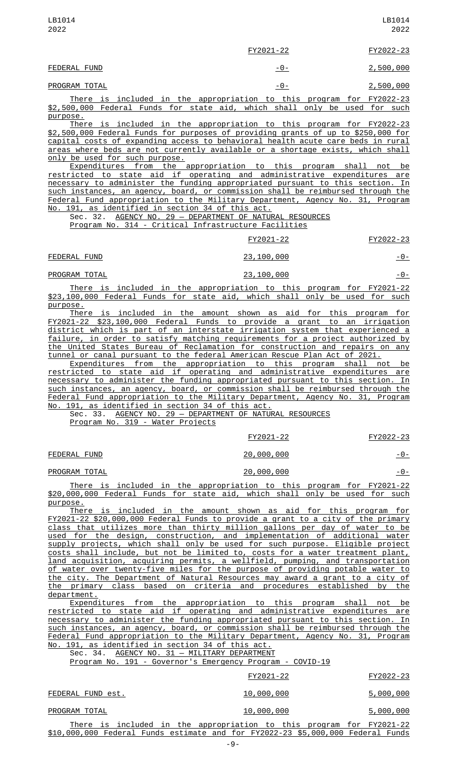| | FY2021-22 | FY2022-23 |
|---|---|---|
| FEDERAL FUND | -0- | 2,500,000 |
| PROGRAM TOTAL | -0- | 2,500,000 |

There is included in the appropriation to this program for FY2022-23 $2,500,000 Federal Funds for state aid, which shall only be used for such purpose.

There is included in the appropriation to this program for FY2022-23 $2,500,000 Federal Funds for purposes of providing grants of up to $250,000 for capital costs of expanding access to behavioral health acute care beds in rural areas where beds are not currently available or a shortage exists, which shall only be used for such purpose.

Expenditures from the appropriation to this program shall not be restricted to state aid if operating and administrative expenditures are necessary to administer the funding appropriated pursuant to this section. In such instances, an agency, board, or commission shall be reimbursed through the Federal Fund appropriation to the Military Department, Agency No. 31, Program No. 191, as identified in section 34 of this act.

Sec. 32. AGENCY NO. 29 — DEPARTMENT OF NATURAL RESOURCES
Program No. 314 - Critical Infrastructure Facilities

| | FY2021-22 | FY2022-23 |
|---|---|---|
| FEDERAL FUND | 23,100,000 | -0- |
| PROGRAM TOTAL | 23,100,000 | -0- |

There is included in the appropriation to this program for FY2021-22 $23,100,000 Federal Funds for state aid, which shall only be used for such purpose.

There is included in the amount shown as aid for this program for FY2021-22 $23,100,000 Federal Funds to provide a grant to an irrigation district which is part of an interstate irrigation system that experienced a failure, in order to satisfy matching requirements for a project authorized by the United States Bureau of Reclamation for construction and repairs on any tunnel or canal pursuant to the federal American Rescue Plan Act of 2021.

Expenditures from the appropriation to this program shall not be restricted to state aid if operating and administrative expenditures are necessary to administer the funding appropriated pursuant to this section. In such instances, an agency, board, or commission shall be reimbursed through the Federal Fund appropriation to the Military Department, Agency No. 31, Program No. 191, as identified in section 34 of this act.

Sec. 33. AGENCY NO. 29 — DEPARTMENT OF NATURAL RESOURCES
Program No. 319 - Water Projects

| | FY2021-22 | FY2022-23 |
|---|---|---|
| FEDERAL FUND | 20,000,000 | -0- |
| PROGRAM TOTAL | 20,000,000 | -0- |

There is included in the appropriation to this program for FY2021-22 $20,000,000 Federal Funds for state aid, which shall only be used for such purpose.

There is included in the amount shown as aid for this program for FY2021-22 $20,000,000 Federal Funds to provide a grant to a city of the primary class that utilizes more than thirty million gallons per day of water to be used for the design, construction, and implementation of additional water supply projects, which shall only be used for such purpose. Eligible project costs shall include, but not be limited to, costs for a water treatment plant, land acquisition, acquiring permits, a wellfield, pumping, and transportation of water over twenty-five miles for the purpose of providing potable water to the city. The Department of Natural Resources may award a grant to a city of the primary class based on criteria and procedures established by the department.

Expenditures from the appropriation to this program shall not be restricted to state aid if operating and administrative expenditures are necessary to administer the funding appropriated pursuant to this section. In such instances, an agency, board, or commission shall be reimbursed through the Federal Fund appropriation to the Military Department, Agency No. 31, Program No. 191, as identified in section 34 of this act.

Sec. 34. AGENCY NO. 31 — MILITARY DEPARTMENT
Program No. 191 - Governor's Emergency Program - COVID-19

| | FY2021-22 | FY2022-23 |
|---|---|---|
| FEDERAL FUND est. | 10,000,000 | 5,000,000 |
| PROGRAM TOTAL | 10,000,000 | 5,000,000 |

There is included in the appropriation to this program for FY2021-22 $10,000,000 Federal Funds estimate and for FY2022-23 $5,000,000 Federal Funds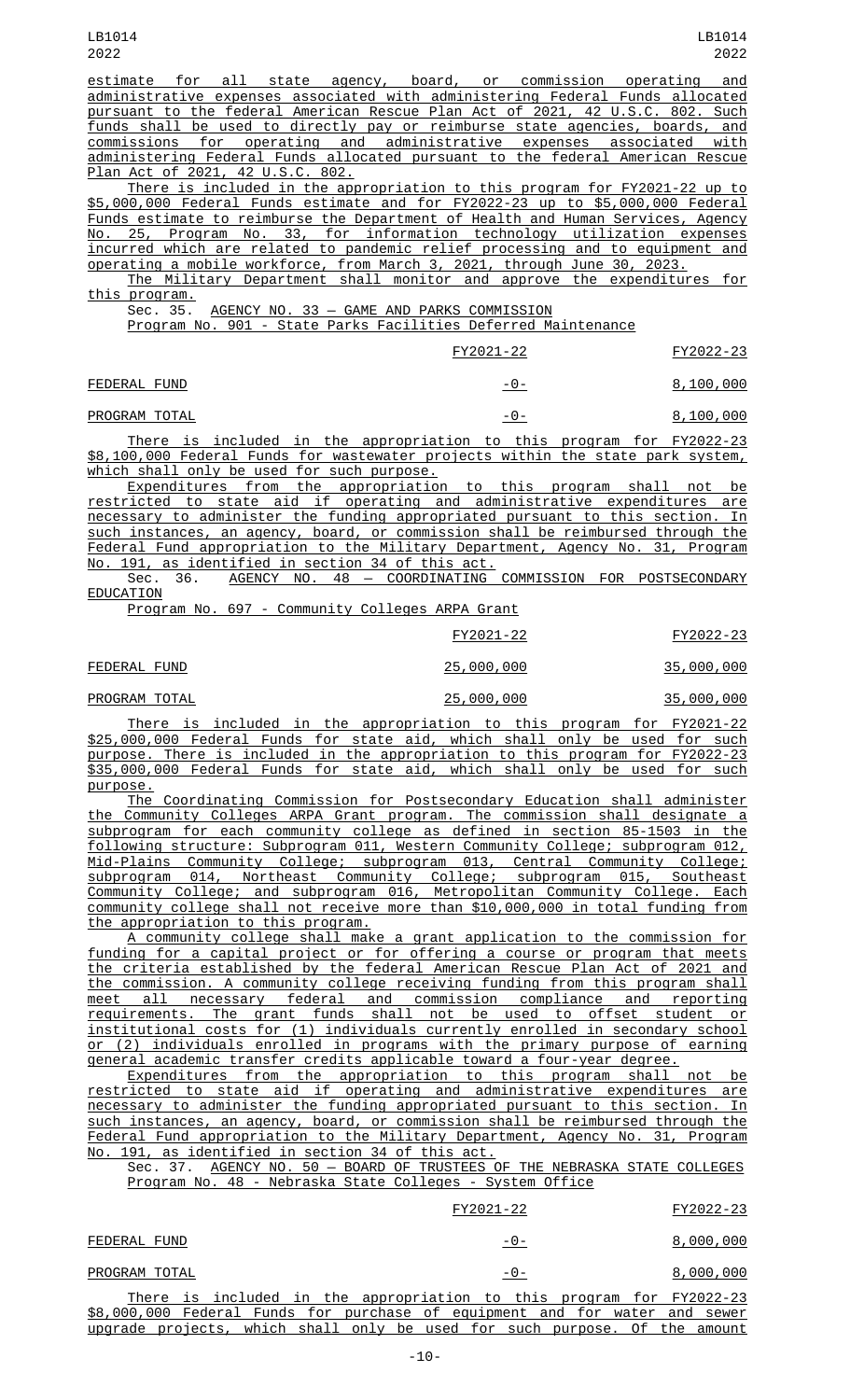estimate for all state agency, board, or commission operating and administrative expenses associated with administering Federal Funds allocated pursuant to the federal American Rescue Plan Act of 2021, 42 U.S.C. 802. Such funds shall be used to directly pay or reimburse state agencies, boards, and commissions for operating and administrative expenses associated with administering Federal Funds allocated pursuant to the federal American Rescue Plan Act of 2021, 42 U.S.C. 802.

There is included in the appropriation to this program for FY2021-22 up to $5,000,000 Federal Funds estimate and for FY2022-23 up to $5,000,000 Federal Funds estimate to reimburse the Department of Health and Human Services, Agency No. 25, Program No. 33, for information technology utilization expenses incurred which are related to pandemic relief processing and to equipment and operating a mobile workforce, from March 3, 2021, through June 30, 2023.

The Military Department shall monitor and approve the expenditures for this program.

Sec. 35. AGENCY NO. 33 — GAME AND PARKS COMMISSION

Program No. 901 - State Parks Facilities Deferred Maintenance

| | FY2021-22 | FY2022-23 |
|---|---|---|
| FEDERAL FUND | -0- | 8,100,000 |
| PROGRAM TOTAL | -0- | 8,100,000 |

There is included in the appropriation to this program for FY2022-23 $8,100,000 Federal Funds for wastewater projects within the state park system, which shall only be used for such purpose.

Expenditures from the appropriation to this program shall not be restricted to state aid if operating and administrative expenditures are necessary to administer the funding appropriated pursuant to this section. In such instances, an agency, board, or commission shall be reimbursed through the Federal Fund appropriation to the Military Department, Agency No. 31, Program No. 191, as identified in section 34 of this act.

Sec. 36. AGENCY NO. 48 — COORDINATING COMMISSION FOR POSTSECONDARY EDUCATION

Program No. 697 - Community Colleges ARPA Grant

| | FY2021-22 | FY2022-23 |
|---|---|---|
| FEDERAL FUND | 25,000,000 | 35,000,000 |
| PROGRAM TOTAL | 25,000,000 | 35,000,000 |

There is included in the appropriation to this program for FY2021-22 $25,000,000 Federal Funds for state aid, which shall only be used for such purpose. There is included in the appropriation to this program for FY2022-23 $35,000,000 Federal Funds for state aid, which shall only be used for such purpose.

The Coordinating Commission for Postsecondary Education shall administer the Community Colleges ARPA Grant program. The commission shall designate a subprogram for each community college as defined in section 85-1503 in the following structure: Subprogram 011, Western Community College; subprogram 012, Mid-Plains Community College; subprogram 013, Central Community College; subprogram 014, Northeast Community College; subprogram 015, Southeast Community College; and subprogram 016, Metropolitan Community College. Each community college shall not receive more than $10,000,000 in total funding from the appropriation to this program.

A community college shall make a grant application to the commission for funding for a capital project or for offering a course or program that meets the criteria established by the federal American Rescue Plan Act of 2021 and the commission. A community college receiving funding from this program shall meet all necessary federal and commission compliance and reporting requirements. The grant funds shall not be used to offset student or institutional costs for (1) individuals currently enrolled in secondary school or (2) individuals enrolled in programs with the primary purpose of earning general academic transfer credits applicable toward a four-year degree.

Expenditures from the appropriation to this program shall not be restricted to state aid if operating and administrative expenditures are necessary to administer the funding appropriated pursuant to this section. In such instances, an agency, board, or commission shall be reimbursed through the Federal Fund appropriation to the Military Department, Agency No. 31, Program No. 191, as identified in section 34 of this act.

Sec. 37. AGENCY NO. 50 — BOARD OF TRUSTEES OF THE NEBRASKA STATE COLLEGES

Program No. 48 - Nebraska State Colleges - System Office

| | FY2021-22 | FY2022-23 |
|---|---|---|
| FEDERAL FUND | -0- | 8,000,000 |
| PROGRAM TOTAL | -0- | 8,000,000 |

There is included in the appropriation to this program for FY2022-23 $8,000,000 Federal Funds for purchase of equipment and for water and sewer upgrade projects, which shall only be used for such purpose. Of the amount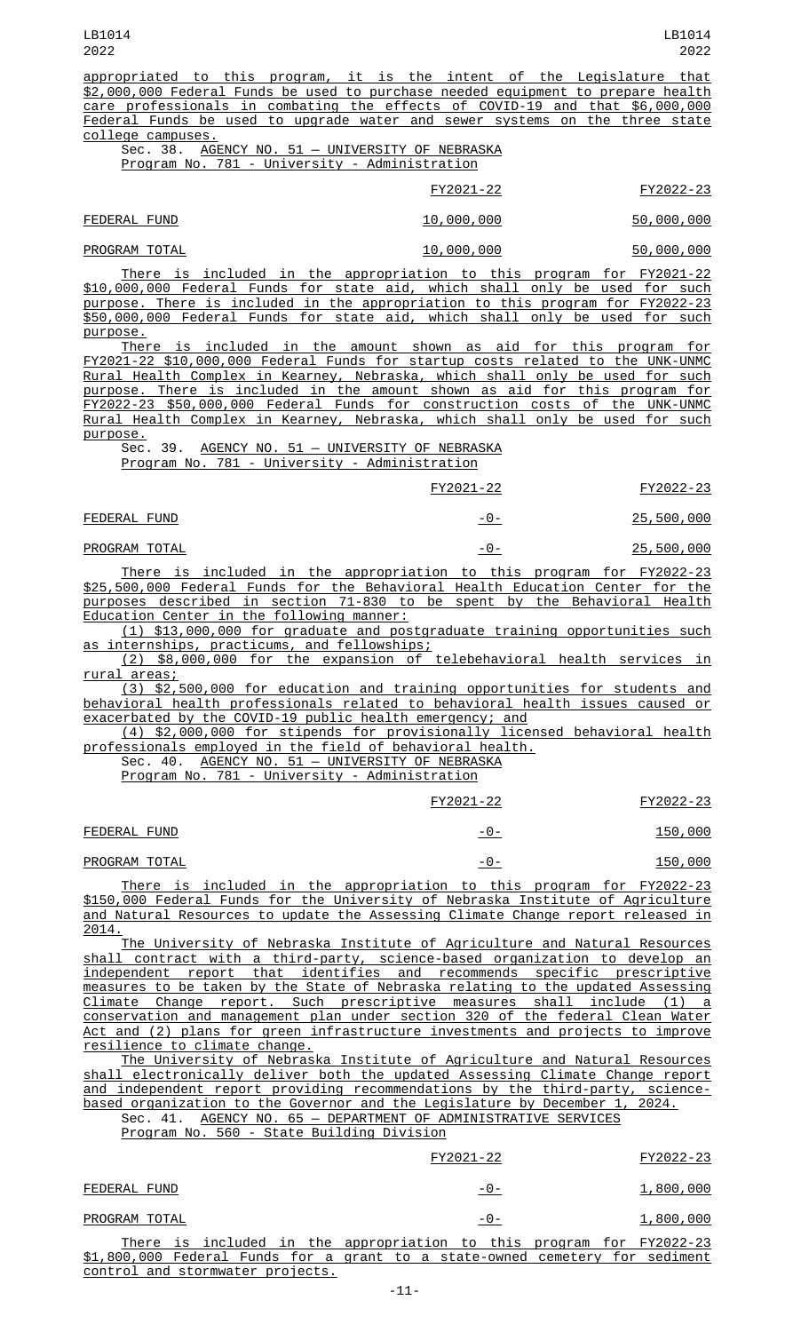appropriated to this program, it is the intent of the Legislature that $2,000,000 Federal Funds be used to purchase needed equipment to prepare health care professionals in combating the effects of COVID-19 and that $6,000,000 Federal Funds be used to upgrade water and sewer systems on the three state college campuses.

Sec. 38. AGENCY NO. 51 — UNIVERSITY OF NEBRASKA
Program No. 781 - University - Administration

| | FY2021-22 | FY2022-23 |
|---|---|---|
| FEDERAL FUND | 10,000,000 | 50,000,000 |
| PROGRAM TOTAL | 10,000,000 | 50,000,000 |

There is included in the appropriation to this program for FY2021-22 $10,000,000 Federal Funds for state aid, which shall only be used for such purpose. There is included in the appropriation to this program for FY2022-23 $50,000,000 Federal Funds for state aid, which shall only be used for such purpose.

There is included in the amount shown as aid for this program for FY2021-22 $10,000,000 Federal Funds for startup costs related to the UNK-UNMC Rural Health Complex in Kearney, Nebraska, which shall only be used for such purpose. There is included in the amount shown as aid for this program for FY2022-23 $50,000,000 Federal Funds for construction costs of the UNK-UNMC Rural Health Complex in Kearney, Nebraska, which shall only be used for such purpose.

Sec. 39. AGENCY NO. 51 — UNIVERSITY OF NEBRASKA
Program No. 781 - University - Administration

| | FY2021-22 | FY2022-23 |
|---|---|---|
| FEDERAL FUND | -0- | 25,500,000 |
| PROGRAM TOTAL | -0- | 25,500,000 |

There is included in the appropriation to this program for FY2022-23 $25,500,000 Federal Funds for the Behavioral Health Education Center for the purposes described in section 71-830 to be spent by the Behavioral Health Education Center in the following manner:

(1) $13,000,000 for graduate and postgraduate training opportunities such as internships, practicums, and fellowships;

(2) $8,000,000 for the expansion of telebehavioral health services in rural areas;

(3) $2,500,000 for education and training opportunities for students and behavioral health professionals related to behavioral health issues caused or exacerbated by the COVID-19 public health emergency; and

(4) $2,000,000 for stipends for provisionally licensed behavioral health professionals employed in the field of behavioral health.

Sec. 40. AGENCY NO. 51 — UNIVERSITY OF NEBRASKA
Program No. 781 - University - Administration

| | FY2021-22 | FY2022-23 |
|---|---|---|
| FEDERAL FUND | -0- | 150,000 |
| PROGRAM TOTAL | -0- | 150,000 |

There is included in the appropriation to this program for FY2022-23 $150,000 Federal Funds for the University of Nebraska Institute of Agriculture and Natural Resources to update the Assessing Climate Change report released in 2014.

The University of Nebraska Institute of Agriculture and Natural Resources shall contract with a third-party, science-based organization to develop an independent report that identifies and recommends specific prescriptive measures to be taken by the State of Nebraska relating to the updated Assessing Climate Change report. Such prescriptive measures shall include (1) a conservation and management plan under section 320 of the federal Clean Water Act and (2) plans for green infrastructure investments and projects to improve resilience to climate change.

The University of Nebraska Institute of Agriculture and Natural Resources shall electronically deliver both the updated Assessing Climate Change report and independent report providing recommendations by the third-party, science-based organization to the Governor and the Legislature by December 1, 2024.

Sec. 41. AGENCY NO. 65 — DEPARTMENT OF ADMINISTRATIVE SERVICES
Program No. 560 - State Building Division

| | FY2021-22 | FY2022-23 |
|---|---|---|
| FEDERAL FUND | -0- | 1,800,000 |
| PROGRAM TOTAL | -0- | 1,800,000 |

There is included in the appropriation to this program for FY2022-23 $1,800,000 Federal Funds for a grant to a state-owned cemetery for sediment control and stormwater projects.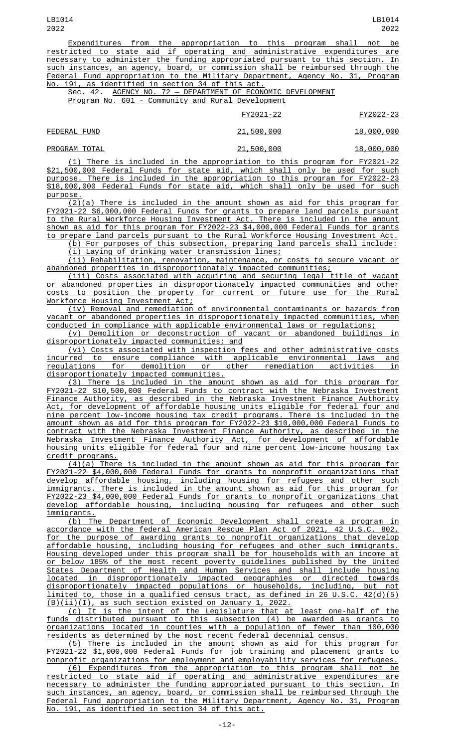Expenditures from the appropriation to this program shall not be restricted to state aid if operating and administrative expenditures are necessary to administer the funding appropriated pursuant to this section. In such instances, an agency, board, or commission shall be reimbursed through the Federal Fund appropriation to the Military Department, Agency No. 31, Program No. 191, as identified in section 34 of this act.

Sec. 42. AGENCY NO. 72 — DEPARTMENT OF ECONOMIC DEVELOPMENT

Program No. 601 - Community and Rural Development

| | FY2021-22 | FY2022-23 |
|---|---|---|
| FEDERAL FUND | 21,500,000 | 18,000,000 |
| PROGRAM TOTAL | 21,500,000 | 18,000,000 |

(1) There is included in the appropriation to this program for FY2021-22 $21,500,000 Federal Funds for state aid, which shall only be used for such purpose. There is included in the appropriation to this program for FY2022-23 $18,000,000 Federal Funds for state aid, which shall only be used for such purpose.

(2)(a) There is included in the amount shown as aid for this program for FY2021-22 $6,000,000 Federal Funds for grants to prepare land parcels pursuant to the Rural Workforce Housing Investment Act. There is included in the amount shown as aid for this program for FY2022-23 $4,000,000 Federal Funds for grants to prepare land parcels pursuant to the Rural Workforce Housing Investment Act.

(b) For purposes of this subsection, preparing land parcels shall include:

(i) Laying of drinking water transmission lines;

(ii) Rehabilitation, renovation, maintenance, or costs to secure vacant or abandoned properties in disproportionately impacted communities;

(iii) Costs associated with acquiring and securing legal title of vacant or abandoned properties in disproportionately impacted communities and other costs to position the property for current or future use for the Rural Workforce Housing Investment Act;

(iv) Removal and remediation of environmental contaminants or hazards from vacant or abandoned properties in disproportionately impacted communities, when conducted in compliance with applicable environmental laws or regulations;

(v) Demolition or deconstruction of vacant or abandoned buildings in disproportionately impacted communities; and

(vi) Costs associated with inspection fees and other administrative costs incurred to ensure compliance with applicable environmental laws and regulations for demolition or other remediation activities in disproportionately impacted communities.

(3) There is included in the amount shown as aid for this program for FY2021-22 $10,500,000 Federal Funds to contract with the Nebraska Investment Finance Authority, as described in the Nebraska Investment Finance Authority Act, for development of affordable housing units eligible for federal four and nine percent low-income housing tax credit programs. There is included in the amount shown as aid for this program for FY2022-23 $10,000,000 Federal Funds to contract with the Nebraska Investment Finance Authority, as described in the Nebraska Investment Finance Authority Act, for development of affordable housing units eligible for federal four and nine percent low-income housing tax credit programs.

(4)(a) There is included in the amount shown as aid for this program for FY2021-22 $4,000,000 Federal Funds for grants to nonprofit organizations that develop affordable housing, including housing for refugees and other such immigrants. There is included in the amount shown as aid for this program for FY2022-23 $4,000,000 Federal Funds for grants to nonprofit organizations that develop affordable housing, including housing for refugees and other such immigrants.

(b) The Department of Economic Development shall create a program in accordance with the federal American Rescue Plan Act of 2021, 42 U.S.C. 802, for the purpose of awarding grants to nonprofit organizations that develop affordable housing, including housing for refugees and other such immigrants. Housing developed under this program shall be for households with an income at or below 185% of the most recent poverty guidelines published by the United States Department of Health and Human Services and shall include housing located in disproportionately impacted geographies or directed towards disproportionately impacted populations or households, including, but not limited to, those in a qualified census tract, as defined in 26 U.S.C. 42(d)(5)(B)(ii)(I), as such section existed on January 1, 2022.

(c) It is the intent of the Legislature that at least one-half of the funds distributed pursuant to this subsection (4) be awarded as grants to organizations located in counties with a population of fewer than 100,000 residents as determined by the most recent federal decennial census.

(5) There is included in the amount shown as aid for this program for FY2021-22 $1,000,000 Federal Funds for job training and placement grants to nonprofit organizations for employment and employability services for refugees.

(6) Expenditures from the appropriation to this program shall not be restricted to state aid if operating and administrative expenditures are necessary to administer the funding appropriated pursuant to this section. In such instances, an agency, board, or commission shall be reimbursed through the Federal Fund appropriation to the Military Department, Agency No. 31, Program No. 191, as identified in section 34 of this act.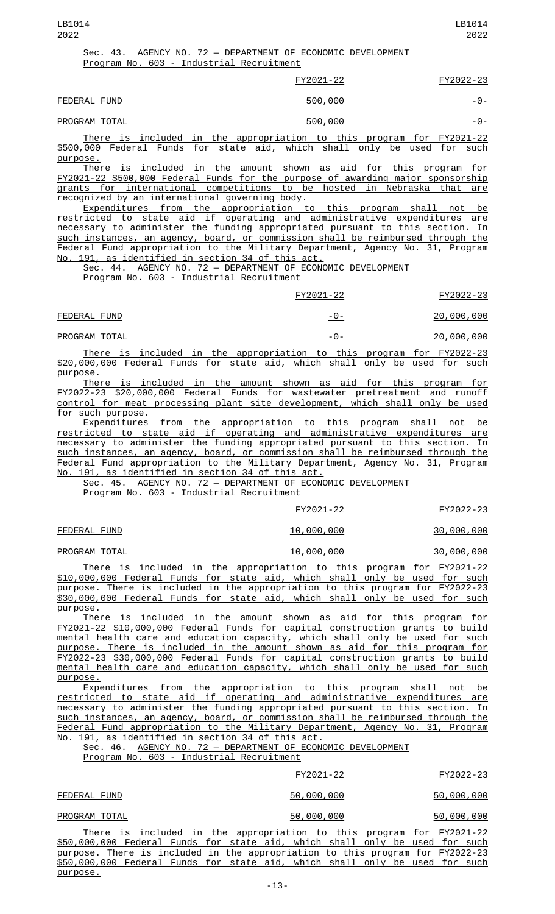Sec. 43. AGENCY NO. 72 — DEPARTMENT OF ECONOMIC DEVELOPMENT
Program No. 603 - Industrial Recruitment

| | FY2021-22 | FY2022-23 |
|---|---|---|
| FEDERAL FUND | 500,000 | -0- |
| PROGRAM TOTAL | 500,000 | -0- |

There is included in the appropriation to this program for FY2021-22 $500,000 Federal Funds for state aid, which shall only be used for such purpose.

There is included in the amount shown as aid for this program for FY2021-22 $500,000 Federal Funds for the purpose of awarding major sponsorship grants for international competitions to be hosted in Nebraska that are recognized by an international governing body.

Expenditures from the appropriation to this program shall not be restricted to state aid if operating and administrative expenditures are necessary to administer the funding appropriated pursuant to this section. In such instances, an agency, board, or commission shall be reimbursed through the Federal Fund appropriation to the Military Department, Agency No. 31, Program No. 191, as identified in section 34 of this act.

Sec. 44. AGENCY NO. 72 — DEPARTMENT OF ECONOMIC DEVELOPMENT
Program No. 603 - Industrial Recruitment

| | FY2021-22 | FY2022-23 |
|---|---|---|
| FEDERAL FUND | -0- | 20,000,000 |
| PROGRAM TOTAL | -0- | 20,000,000 |

There is included in the appropriation to this program for FY2022-23 $20,000,000 Federal Funds for state aid, which shall only be used for such purpose.

There is included in the amount shown as aid for this program for FY2022-23 $20,000,000 Federal Funds for wastewater pretreatment and runoff control for meat processing plant site development, which shall only be used for such purpose.

Expenditures from the appropriation to this program shall not be restricted to state aid if operating and administrative expenditures are necessary to administer the funding appropriated pursuant to this section. In such instances, an agency, board, or commission shall be reimbursed through the Federal Fund appropriation to the Military Department, Agency No. 31, Program No. 191, as identified in section 34 of this act.

Sec. 45. AGENCY NO. 72 — DEPARTMENT OF ECONOMIC DEVELOPMENT
Program No. 603 - Industrial Recruitment

| | FY2021-22 | FY2022-23 |
|---|---|---|
| FEDERAL FUND | 10,000,000 | 30,000,000 |
| PROGRAM TOTAL | 10,000,000 | 30,000,000 |

There is included in the appropriation to this program for FY2021-22 $10,000,000 Federal Funds for state aid, which shall only be used for such purpose. There is included in the appropriation to this program for FY2022-23 $30,000,000 Federal Funds for state aid, which shall only be used for such purpose.

There is included in the amount shown as aid for this program for FY2021-22 $10,000,000 Federal Funds for capital construction grants to build mental health care and education capacity, which shall only be used for such purpose. There is included in the amount shown as aid for this program for FY2022-23 $30,000,000 Federal Funds for capital construction grants to build mental health care and education capacity, which shall only be used for such purpose.

Expenditures from the appropriation to this program shall not be restricted to state aid if operating and administrative expenditures are necessary to administer the funding appropriated pursuant to this section. In such instances, an agency, board, or commission shall be reimbursed through the Federal Fund appropriation to the Military Department, Agency No. 31, Program No. 191, as identified in section 34 of this act.

Sec. 46. AGENCY NO. 72 — DEPARTMENT OF ECONOMIC DEVELOPMENT
Program No. 603 - Industrial Recruitment

| | FY2021-22 | FY2022-23 |
|---|---|---|
| FEDERAL FUND | 50,000,000 | 50,000,000 |
| PROGRAM TOTAL | 50,000,000 | 50,000,000 |

There is included in the appropriation to this program for FY2021-22 $50,000,000 Federal Funds for state aid, which shall only be used for such purpose. There is included in the appropriation to this program for FY2022-23 $50,000,000 Federal Funds for state aid, which shall only be used for such purpose.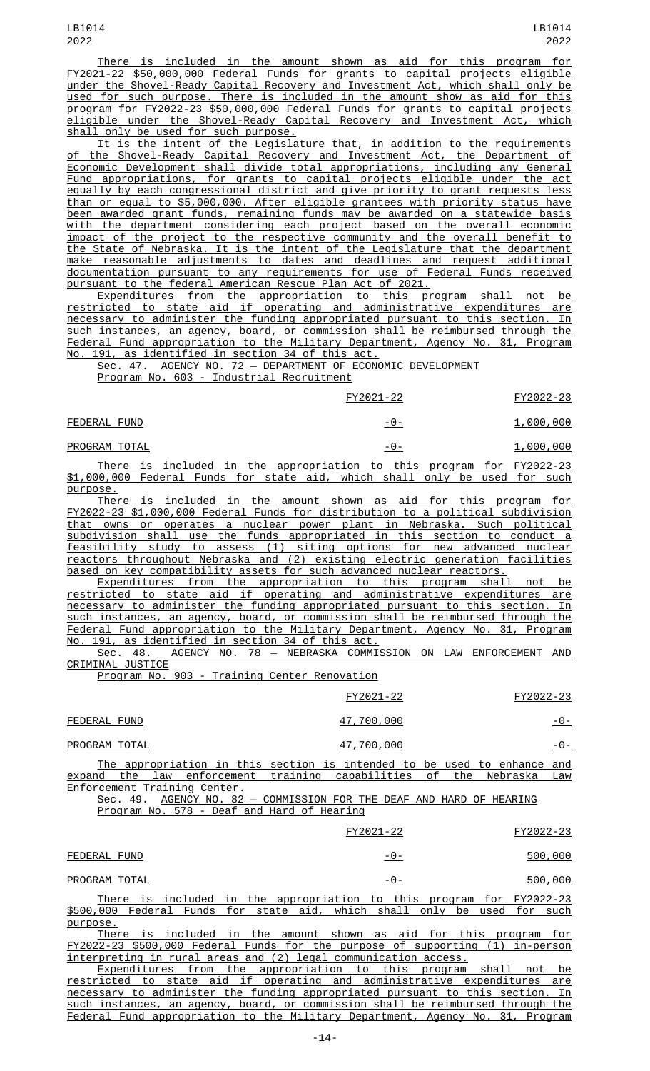There is included in the amount shown as aid for this program for FY2021-22 $50,000,000 Federal Funds for grants to capital projects eligible under the Shovel-Ready Capital Recovery and Investment Act, which shall only be used for such purpose. There is included in the amount show as aid for this program for FY2022-23 $50,000,000 Federal Funds for grants to capital projects eligible under the Shovel-Ready Capital Recovery and Investment Act, which shall only be used for such purpose.

It is the intent of the Legislature that, in addition to the requirements of the Shovel-Ready Capital Recovery and Investment Act, the Department of Economic Development shall divide total appropriations, including any General Fund appropriations, for grants to capital projects eligible under the act equally by each congressional district and give priority to grant requests less than or equal to $5,000,000. After eligible grantees with priority status have been awarded grant funds, remaining funds may be awarded on a statewide basis with the department considering each project based on the overall economic impact of the project to the respective community and the overall benefit to the State of Nebraska. It is the intent of the Legislature that the department make reasonable adjustments to dates and deadlines and request additional documentation pursuant to any requirements for use of Federal Funds received pursuant to the federal American Rescue Plan Act of 2021.

Expenditures from the appropriation to this program shall not be restricted to state aid if operating and administrative expenditures are necessary to administer the funding appropriated pursuant to this section. In such instances, an agency, board, or commission shall be reimbursed through the Federal Fund appropriation to the Military Department, Agency No. 31, Program No. 191, as identified in section 34 of this act.

Sec. 47. AGENCY NO. 72 — DEPARTMENT OF ECONOMIC DEVELOPMENT

Program No. 603 - Industrial Recruitment

| | FY2021-22 | FY2022-23 |
|---|---|---|
| FEDERAL FUND | -0- | 1,000,000 |
| PROGRAM TOTAL | -0- | 1,000,000 |

There is included in the appropriation to this program for FY2022-23 $1,000,000 Federal Funds for state aid, which shall only be used for such purpose.

There is included in the amount shown as aid for this program for FY2022-23 $1,000,000 Federal Funds for distribution to a political subdivision that owns or operates a nuclear power plant in Nebraska. Such political subdivision shall use the funds appropriated in this section to conduct a feasibility study to assess (1) siting options for new advanced nuclear reactors throughout Nebraska and (2) existing electric generation facilities based on key compatibility assets for such advanced nuclear reactors.

Expenditures from the appropriation to this program shall not be restricted to state aid if operating and administrative expenditures are necessary to administer the funding appropriated pursuant to this section. In such instances, an agency, board, or commission shall be reimbursed through the Federal Fund appropriation to the Military Department, Agency No. 31, Program No. 191, as identified in section 34 of this act.

Sec. 48. AGENCY NO. 78 — NEBRASKA COMMISSION ON LAW ENFORCEMENT AND CRIMINAL JUSTICE

Program No. 903 - Training Center Renovation

| | FY2021-22 | FY2022-23 |
|---|---|---|
| FEDERAL FUND | 47,700,000 | -0- |
| PROGRAM TOTAL | 47,700,000 | -0- |

The appropriation in this section is intended to be used to enhance and expand the law enforcement training capabilities of the Nebraska Law Enforcement Training Center.

Sec. 49. AGENCY NO. 82 — COMMISSION FOR THE DEAF AND HARD OF HEARING

Program No. 578 - Deaf and Hard of Hearing

| | FY2021-22 | FY2022-23 |
|---|---|---|
| FEDERAL FUND | -0- | 500,000 |
| PROGRAM TOTAL | -0- | 500,000 |

There is included in the appropriation to this program for FY2022-23 $500,000 Federal Funds for state aid, which shall only be used for such purpose.

There is included in the amount shown as aid for this program for FY2022-23 $500,000 Federal Funds for the purpose of supporting (1) in-person interpreting in rural areas and (2) legal communication access.

Expenditures from the appropriation to this program shall not be restricted to state aid if operating and administrative expenditures are necessary to administer the funding appropriated pursuant to this section. In such instances, an agency, board, or commission shall be reimbursed through the Federal Fund appropriation to the Military Department, Agency No. 31, Program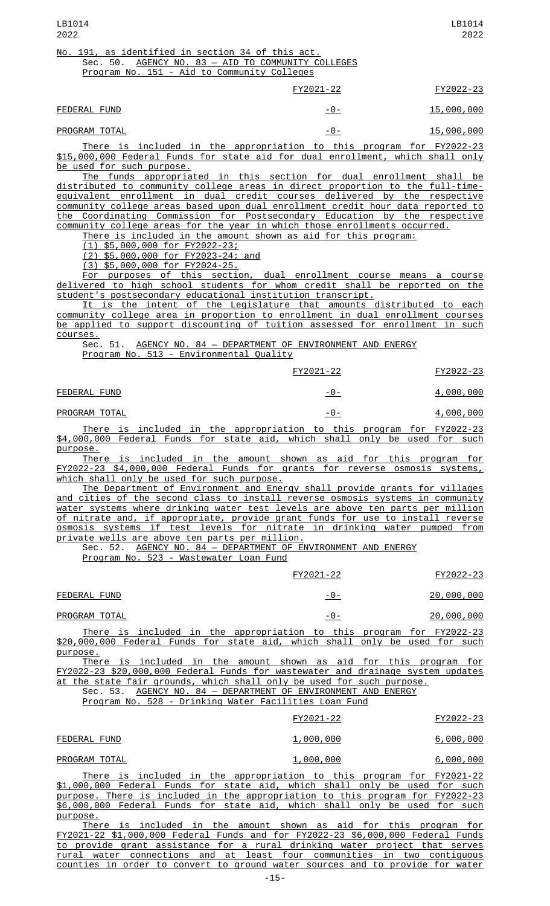No. 191, as identified in section 34 of this act.

Sec. 50. AGENCY NO. 83 — AID TO COMMUNITY COLLEGES

Program No. 151 - Aid to Community Colleges

| | FY2021-22 | FY2022-23 |
|---|---|---|
| FEDERAL FUND | -0- | 15,000,000 |
| PROGRAM TOTAL | -0- | 15,000,000 |

There is included in the appropriation to this program for FY2022-23 $15,000,000 Federal Funds for state aid for dual enrollment, which shall only be used for such purpose.

The funds appropriated in this section for dual enrollment shall be distributed to community college areas in direct proportion to the full-time-equivalent enrollment in dual credit courses delivered by the respective community college areas based upon dual enrollment credit hour data reported to the Coordinating Commission for Postsecondary Education by the respective community college areas for the year in which those enrollments occurred.

There is included in the amount shown as aid for this program:

(1) $5,000,000 for FY2022-23;

(2) $5,000,000 for FY2023-24; and

(3) $5,000,000 for FY2024-25.

For purposes of this section, dual enrollment course means a course delivered to high school students for whom credit shall be reported on the student's postsecondary educational institution transcript.

It is the intent of the Legislature that amounts distributed to each community college area in proportion to enrollment in dual enrollment courses be applied to support discounting of tuition assessed for enrollment in such courses.

Sec. 51. AGENCY NO. 84 — DEPARTMENT OF ENVIRONMENT AND ENERGY

Program No. 513 - Environmental Quality

| | FY2021-22 | FY2022-23 |
|---|---|---|
| FEDERAL FUND | -0- | 4,000,000 |
| PROGRAM TOTAL | -0- | 4,000,000 |

There is included in the appropriation to this program for FY2022-23 $4,000,000 Federal Funds for state aid, which shall only be used for such purpose.

There is included in the amount shown as aid for this program for FY2022-23 $4,000,000 Federal Funds for grants for reverse osmosis systems, which shall only be used for such purpose.

The Department of Environment and Energy shall provide grants for villages and cities of the second class to install reverse osmosis systems in community water systems where drinking water test levels are above ten parts per million of nitrate and, if appropriate, provide grant funds for use to install reverse osmosis systems if test levels for nitrate in drinking water pumped from private wells are above ten parts per million.

Sec. 52. AGENCY NO. 84 — DEPARTMENT OF ENVIRONMENT AND ENERGY

Program No. 523 - Wastewater Loan Fund

| | FY2021-22 | FY2022-23 |
|---|---|---|
| FEDERAL FUND | -0- | 20,000,000 |
| PROGRAM TOTAL | -0- | 20,000,000 |

There is included in the appropriation to this program for FY2022-23 $20,000,000 Federal Funds for state aid, which shall only be used for such purpose.

There is included in the amount shown as aid for this program for FY2022-23 $20,000,000 Federal Funds for wastewater and drainage system updates at the state fair grounds, which shall only be used for such purpose.

Sec. 53. AGENCY NO. 84 — DEPARTMENT OF ENVIRONMENT AND ENERGY

Program No. 528 - Drinking Water Facilities Loan Fund

| | FY2021-22 | FY2022-23 |
|---|---|---|
| FEDERAL FUND | 1,000,000 | 6,000,000 |
| PROGRAM TOTAL | 1,000,000 | 6,000,000 |

There is included in the appropriation to this program for FY2021-22 $1,000,000 Federal Funds for state aid, which shall only be used for such purpose. There is included in the appropriation to this program for FY2022-23 $6,000,000 Federal Funds for state aid, which shall only be used for such purpose.

There is included in the amount shown as aid for this program for FY2021-22 $1,000,000 Federal Funds and for FY2022-23 $6,000,000 Federal Funds to provide grant assistance for a rural drinking water project that serves rural water connections and at least four communities in two contiguous counties in order to convert to ground water sources and to provide for water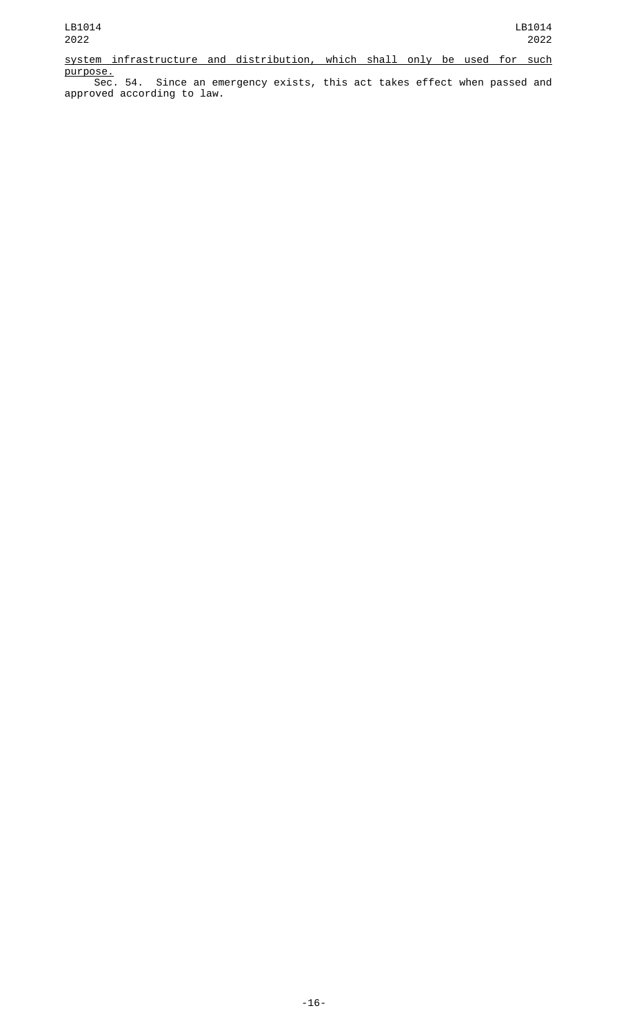system infrastructure and distribution, which shall only be used for such purpose.

Sec. 54. Since an emergency exists, this act takes effect when passed and approved according to law.